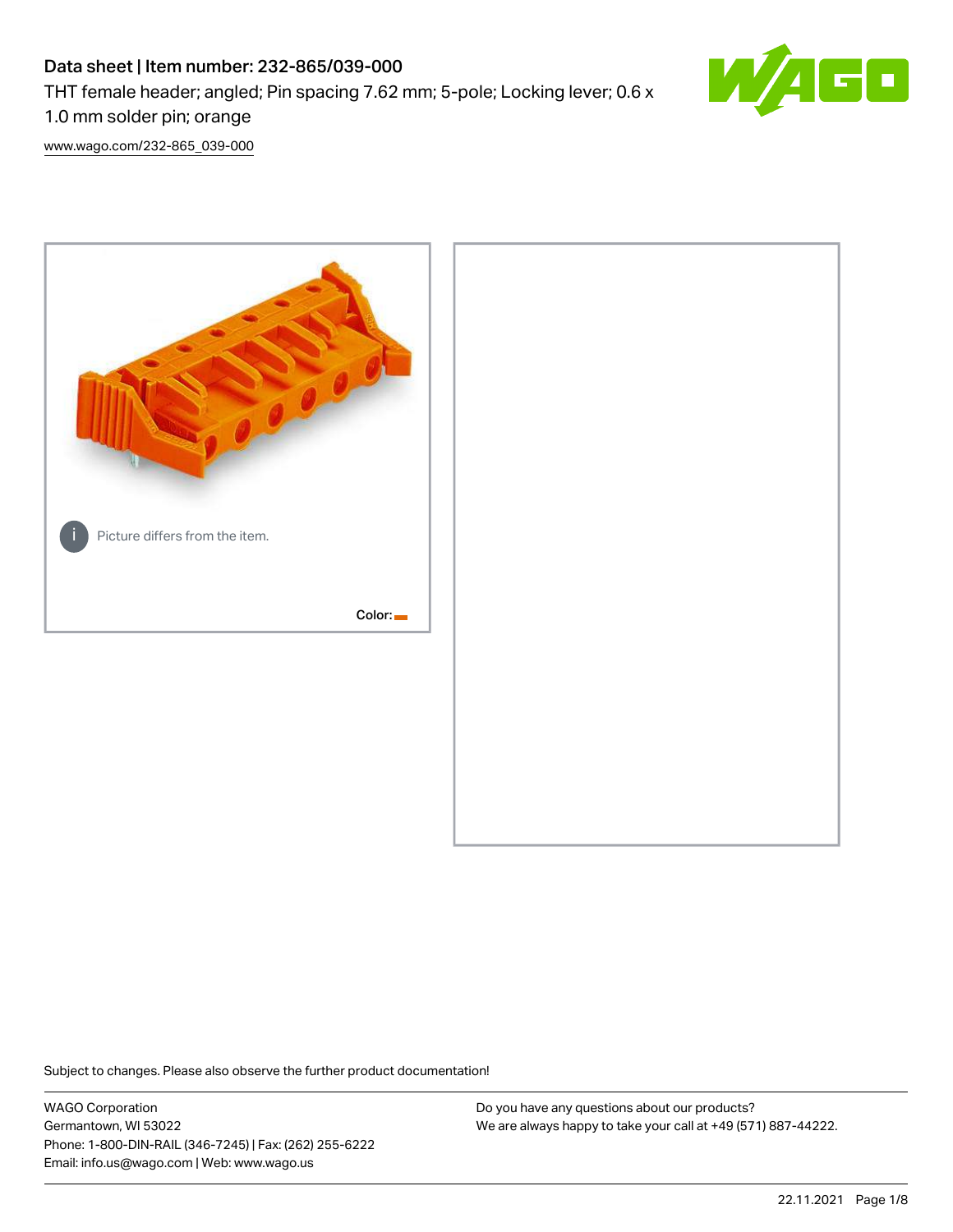# Data sheet | Item number: 232-865/039-000

THT female header; angled; Pin spacing 7.62 mm; 5-pole; Locking lever; 0.6 x 1.0 mm solder pin; orange

www.wago.com/232-865_039-000

Picture differs from the item.

Color:

Subject to changes. Please also observe the further product documentation!

WAGO Corporation
Germantown, WI 53022
Phone: 1-800-DIN-RAIL (346-7245) | Fax: (262) 255-6222
Email: info.us@wago.com | Web: www.wago.us

Do you have any questions about our products?
We are always happy to take your call at +49 (571) 887-44222.

22.11.2021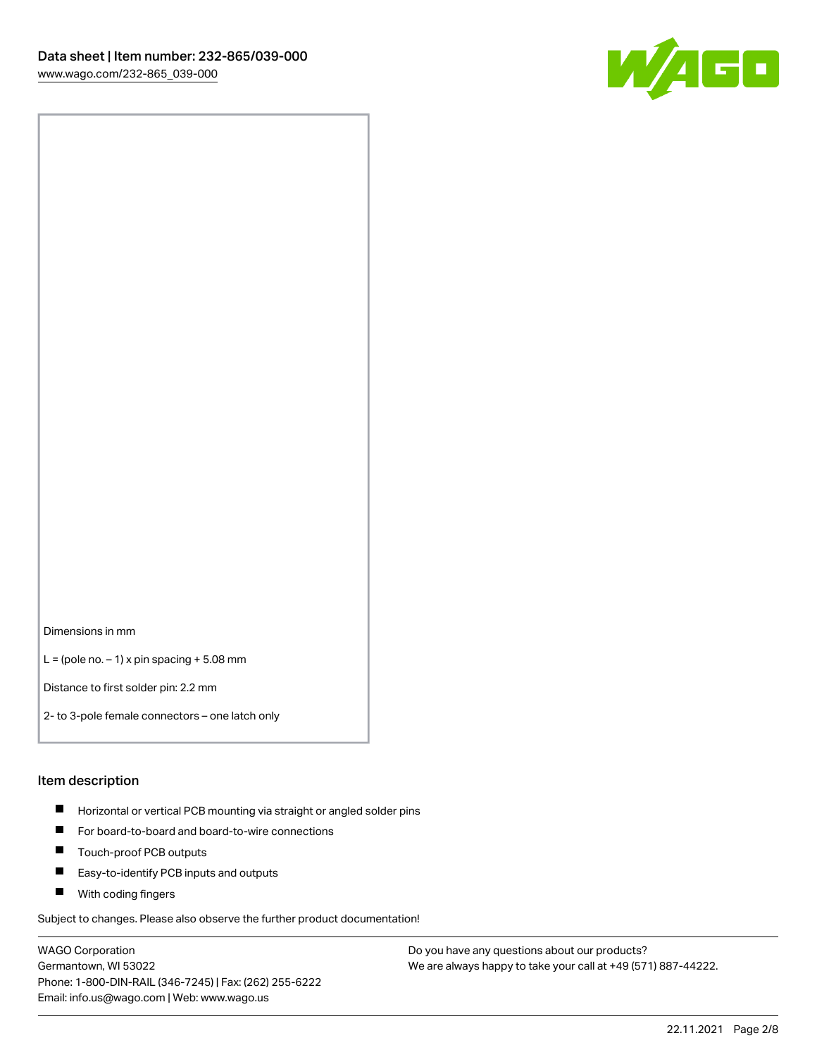Dimensions in mm

L = (pole no. – 1) x pin spacing + 5.08 mm

Distance to first solder pin: 2.2 mm

2- to 3-pole female connectors – one latch only

## Item description

- Horizontal or vertical PCB mounting via straight or angled solder pins
- For board-to-board and board-to-wire connections
- Touch-proof PCB outputs
- Easy-to-identify PCB inputs and outputs
- With coding fingers

Subject to changes. Please also observe the further product documentation!

WAGO Corporation
Germantown, WI 53022
Phone: 1-800-DIN-RAIL (346-7245) | Fax: (262) 255-6222
Email: info.us@wago.com | Web: www.wago.us

Do you have any questions about our products?
We are always happy to take your call at +49 (571) 887-44222.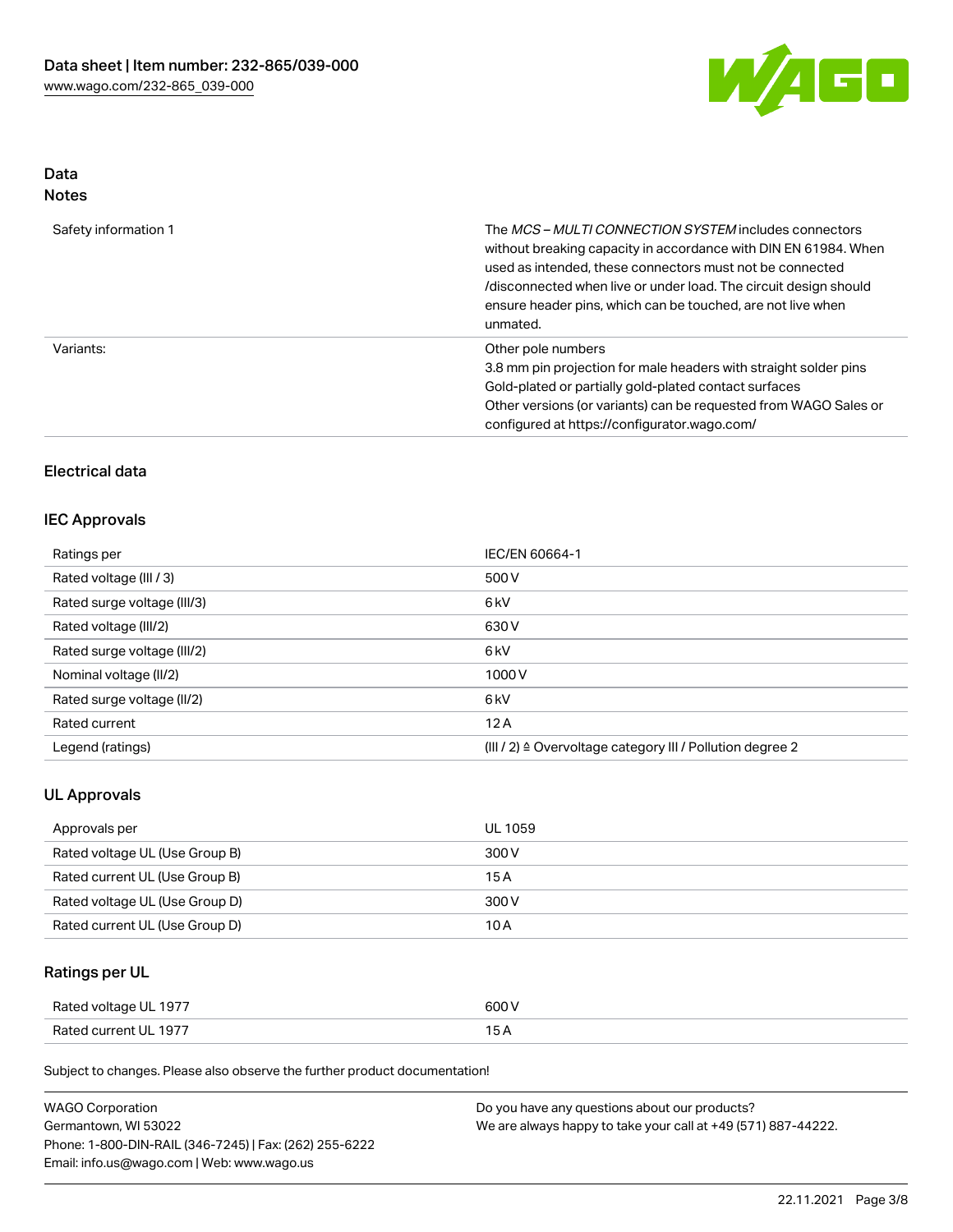# Data
## Notes

| | |
|---|---|
| Safety information 1 | The *MCS – MULTI CONNECTION SYSTEM* includes connectors without breaking capacity in accordance with DIN EN 61984. When used as intended, these connectors must not be connected /disconnected when live or under load. The circuit design should ensure header pins, which can be touched, are not live when unmated. |
| Variants: | Other pole numbers<br>3.8 mm pin projection for male headers with straight solder pins<br>Gold-plated or partially gold-plated contact surfaces<br>Other versions (or variants) can be requested from WAGO Sales or configured at https://configurator.wago.com/ |

## Electrical data

### IEC Approvals

| | |
|---|---|
| Ratings per | IEC/EN 60664-1 |
| Rated voltage (III / 3) | 500 V |
| Rated surge voltage (III/3) | 6 kV |
| Rated voltage (III/2) | 630 V |
| Rated surge voltage (III/2) | 6 kV |
| Nominal voltage (II/2) | 1000 V |
| Rated surge voltage (II/2) | 6 kV |
| Rated current | 12 A |
| Legend (ratings) | (III / 2) ≙ Overvoltage category III / Pollution degree 2 |

### UL Approvals

| | |
|---|---|
| Approvals per | UL 1059 |
| Rated voltage UL (Use Group B) | 300 V |
| Rated current UL (Use Group B) | 15 A |
| Rated voltage UL (Use Group D) | 300 V |
| Rated current UL (Use Group D) | 10 A |

### Ratings per UL

| | |
|---|---|
| Rated voltage UL 1977 | 600 V |
| Rated current UL 1977 | 15 A |

Subject to changes. Please also observe the further product documentation!

WAGO Corporation
Germantown, WI 53022
Phone: 1-800-DIN-RAIL (346-7245) | Fax: (262) 255-6222
Email: info.us@wago.com | Web: www.wago.us

Do you have any questions about our products?
We are always happy to take your call at +49 (571) 887-44222.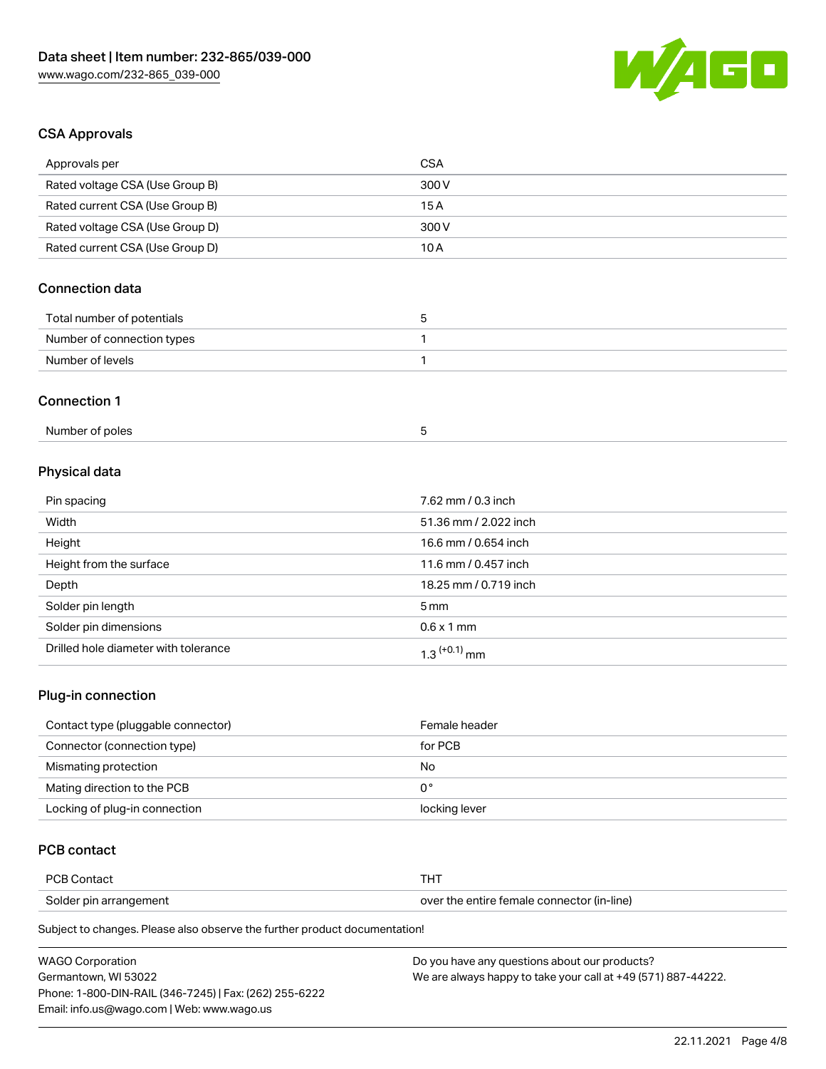## CSA Approvals

| Approvals per | CSA |
| --- | --- |
| Rated voltage CSA (Use Group B) | 300 V |
| Rated current CSA (Use Group B) | 15 A |
| Rated voltage CSA (Use Group D) | 300 V |
| Rated current CSA (Use Group D) | 10 A |

## Connection data

| Total number of potentials | 5 |
| --- | --- |
| Number of connection types | 1 |
| Number of levels | 1 |

## Connection 1

| Number of poles | 5 |
| --- | --- |

## Physical data

| Pin spacing | 7.62 mm / 0.3 inch |
| --- | --- |
| Width | 51.36 mm / 2.022 inch |
| Height | 16.6 mm / 0.654 inch |
| Height from the surface | 11.6 mm / 0.457 inch |
| Depth | 18.25 mm / 0.719 inch |
| Solder pin length | 5 mm |
| Solder pin dimensions | 0.6 x 1 mm |
| Drilled hole diameter with tolerance | $1.3^{(+0.1)}$ mm |

## Plug-in connection

| Contact type (pluggable connector) | Female header |
| --- | --- |
| Connector (connection type) | for PCB |
| Mismating protection | No |
| Mating direction to the PCB | 0 ° |
| Locking of plug-in connection | locking lever |

## PCB contact

| PCB Contact | THT |
| --- | --- |
| Solder pin arrangement | over the entire female connector (in-line) |

Subject to changes. Please also observe the further product documentation!

WAGO Corporation
Germantown, WI 53022
Phone: 1-800-DIN-RAIL (346-7245) | Fax: (262) 255-6222
Email: info.us@wago.com | Web: www.wago.us

Do you have any questions about our products?
We are always happy to take your call at +49 (571) 887-44222.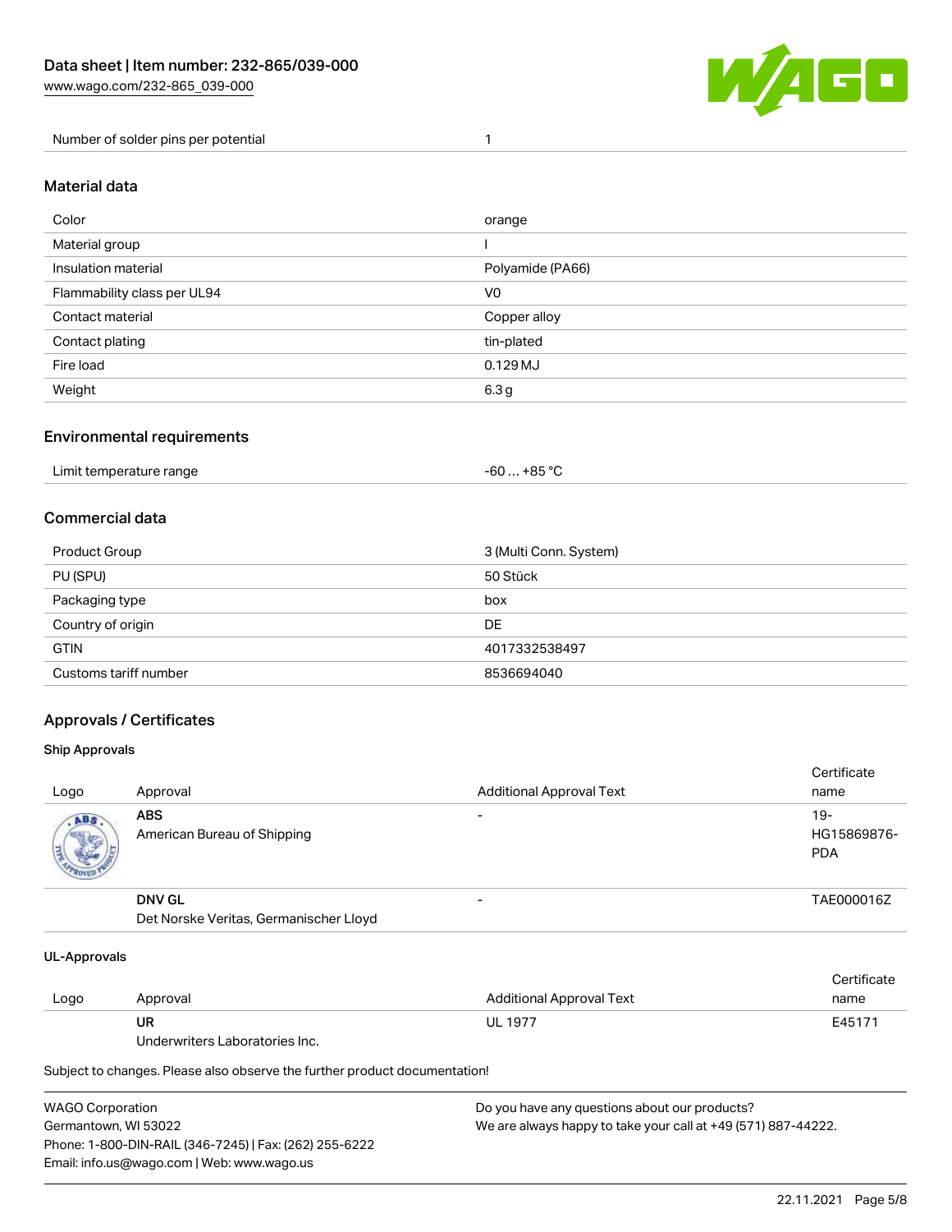| Number of solder pins per potential | 1 |
| --- | --- |

## Material data

| Color | orange |
| --- | --- |
| Material group | I |
| Insulation material | Polyamide (PA66) |
| Flammability class per UL94 | V0 |
| Contact material | Copper alloy |
| Contact plating | tin-plated |
| Fire load | 0.129 MJ |
| Weight | 6.3 g |

## Environmental requirements

| Limit temperature range | -60 … +85 °C |
| --- | --- |

## Commercial data

| Product Group | 3 (Multi Conn. System) |
| --- | --- |
| PU (SPU) | 50 Stück |
| Packaging type | box |
| Country of origin | DE |
| GTIN | 4017332538497 |
| Customs tariff number | 8536694040 |

## Approvals / Certificates

### Ship Approvals

| Logo | Approval | Additional Approval Text | Certificate name |
| --- | --- | --- | --- |
| | **ABS**<br>American Bureau of Shipping | - | 19-HG15869876-PDA |
| | **DNV GL**<br>Det Norske Veritas, Germanischer Lloyd | - | TAE000016Z |

### UL-Approvals

| Logo | Approval | Additional Approval Text | Certificate name |
| --- | --- | --- | --- |
| | **UR**<br>Underwriters Laboratories Inc. | UL 1977 | E45171 |

Subject to changes. Please also observe the further product documentation!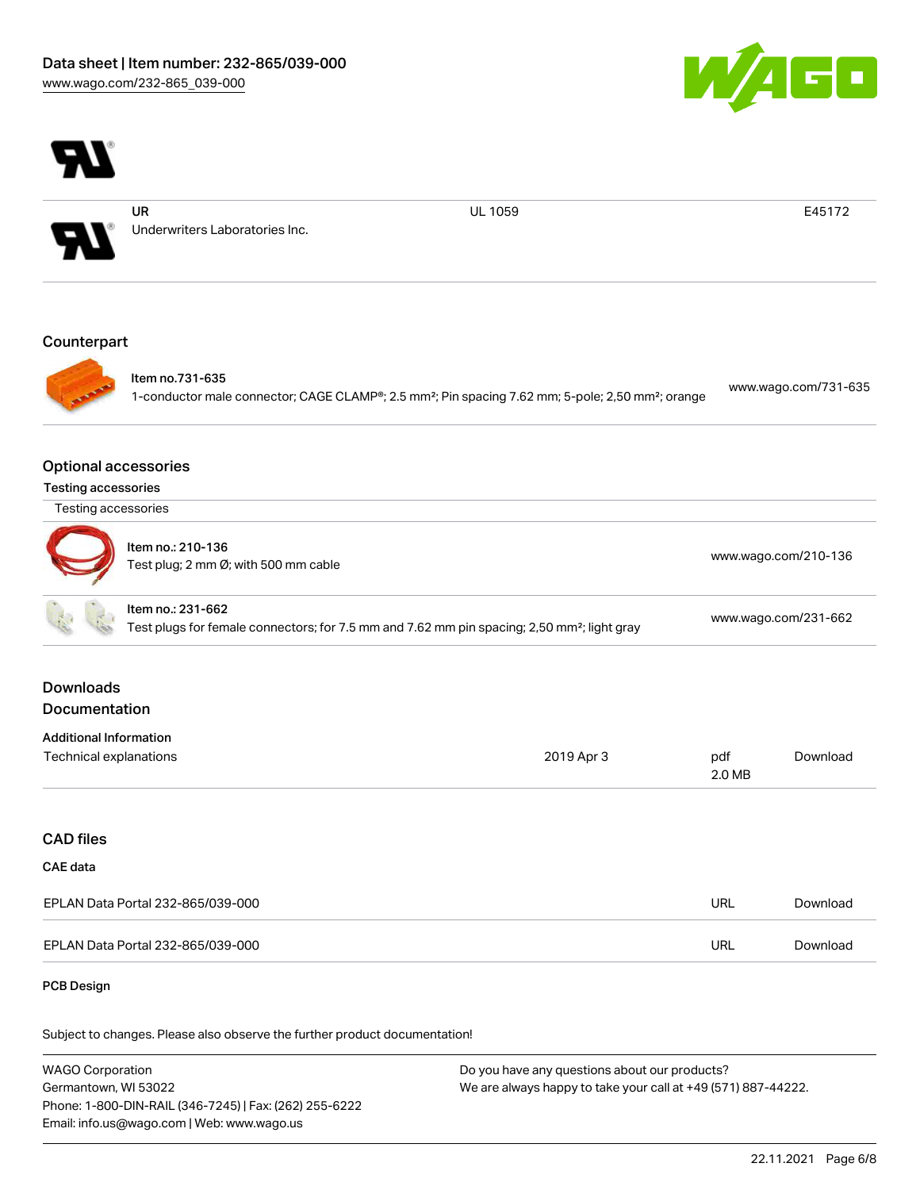| | | | |
|---|---|---|---|
| | UR<br>Underwriters Laboratories Inc. | UL 1059 | E45172 |

## Counterpart

| | |
|---|---|
| Item no.731-635<br>1-conductor male connector; CAGE CLAMP®; 2.5 mm²; Pin spacing 7.62 mm; 5-pole; 2,50 mm²; orange | www.wago.com/731-635 |

## Optional accessories

### Testing accessories

Testing accessories

| | |
|---|---|
| Item no.: 210-136<br>Test plug; 2 mm Ø; with 500 mm cable | www.wago.com/210-136 |
| Item no.: 231-662<br>Test plugs for female connectors; for 7.5 mm and 7.62 mm pin spacing; 2,50 mm²; light gray | www.wago.com/231-662 |

## Downloads

## Documentation

### Additional Information

| | | | |
|---|---|---|---|
| Technical explanations | 2019 Apr 3 | pdf<br>2.0 MB | Download |

## CAD files

### CAE data

| | | |
|---|---|---|
| EPLAN Data Portal 232-865/039-000 | URL | Download |
| EPLAN Data Portal 232-865/039-000 | URL | Download |

### PCB Design

Subject to changes. Please also observe the further product documentation!

WAGO Corporation
Germantown, WI 53022
Phone: 1-800-DIN-RAIL (346-7245) | Fax: (262) 255-6222
Email: info.us@wago.com | Web: www.wago.us

Do you have any questions about our products?
We are always happy to take your call at +49 (571) 887-44222.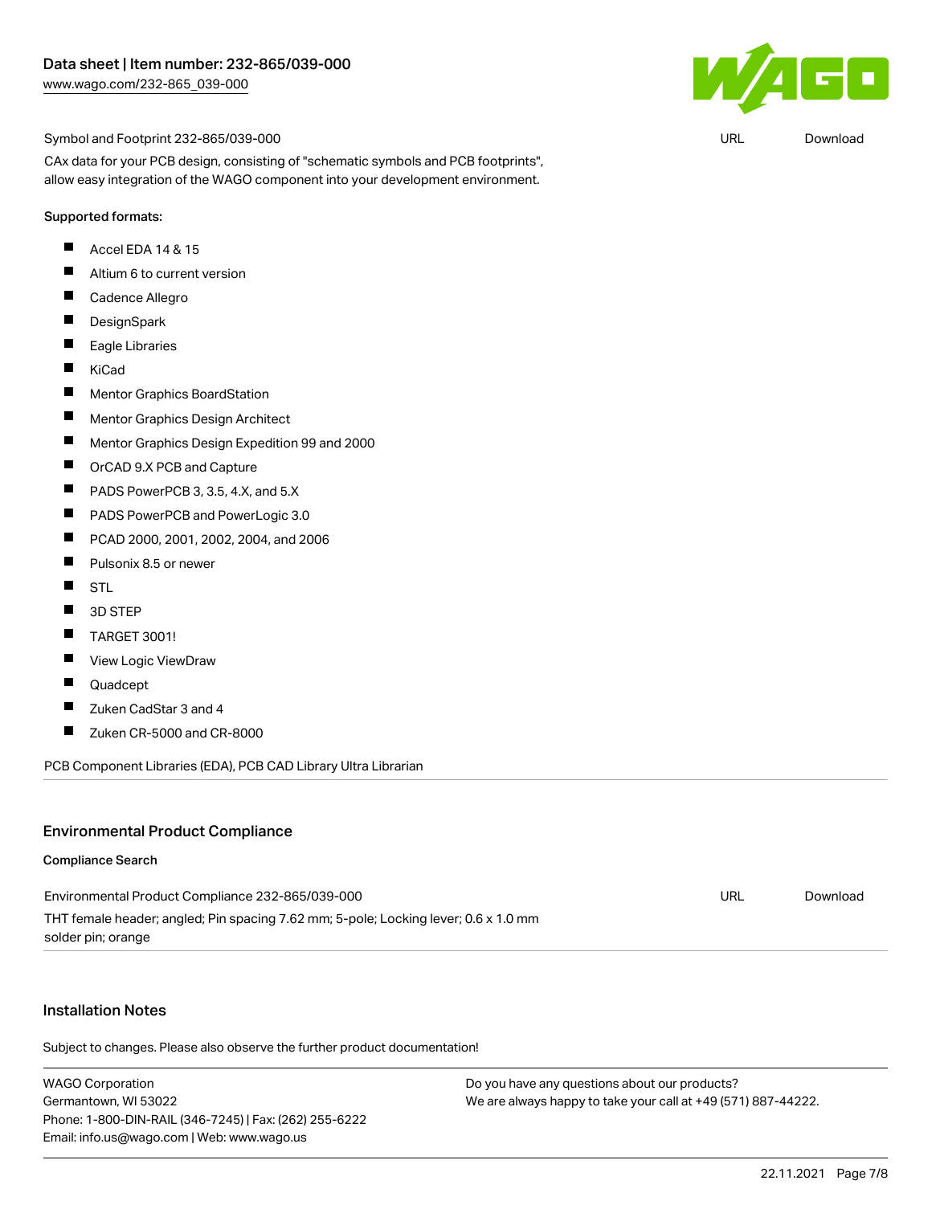Symbol and Footprint 232-865/039-000 URL Download

CAx data for your PCB design, consisting of "schematic symbols and PCB footprints", allow easy integration of the WAGO component into your development environment.

Supported formats:

- Accel EDA 14 & 15
- Altium 6 to current version
- Cadence Allegro
- DesignSpark
- Eagle Libraries
- KiCad
- Mentor Graphics BoardStation
- Mentor Graphics Design Architect
- Mentor Graphics Design Expedition 99 and 2000
- OrCAD 9.X PCB and Capture
- PADS PowerPCB 3, 3.5, 4.X, and 5.X
- PADS PowerPCB and PowerLogic 3.0
- PCAD 2000, 2001, 2002, 2004, and 2006
- Pulsonix 8.5 or newer
- STL
- 3D STEP
- TARGET 3001!
- View Logic ViewDraw
- Quadcept
- Zuken CadStar 3 and 4
- Zuken CR-5000 and CR-8000

PCB Component Libraries (EDA), PCB CAD Library Ultra Librarian

## Environmental Product Compliance

### Compliance Search

Environmental Product Compliance 232-865/039-000 URL Download

THT female header; angled; Pin spacing 7.62 mm; 5-pole; Locking lever; 0.6 x 1.0 mm solder pin; orange

## Installation Notes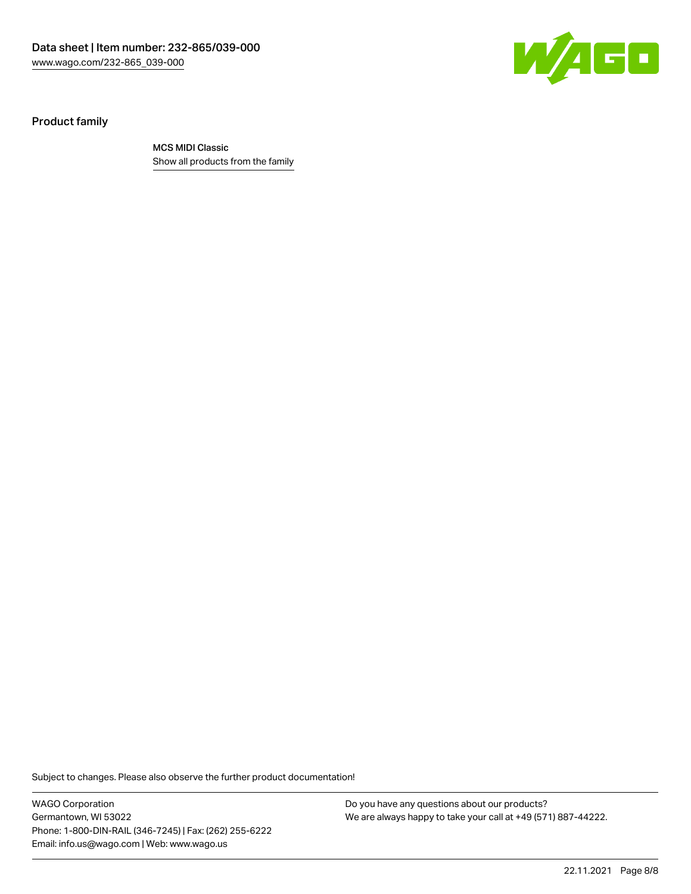## Product family

MCS MIDI Classic
Show all products from the family

Subject to changes. Please also observe the further product documentation!

WAGO Corporation
Germantown, WI 53022
Phone: 1-800-DIN-RAIL (346-7245) | Fax: (262) 255-6222
Email: info.us@wago.com | Web: www.wago.us

Do you have any questions about our products?
We are always happy to take your call at +49 (571) 887-44222.